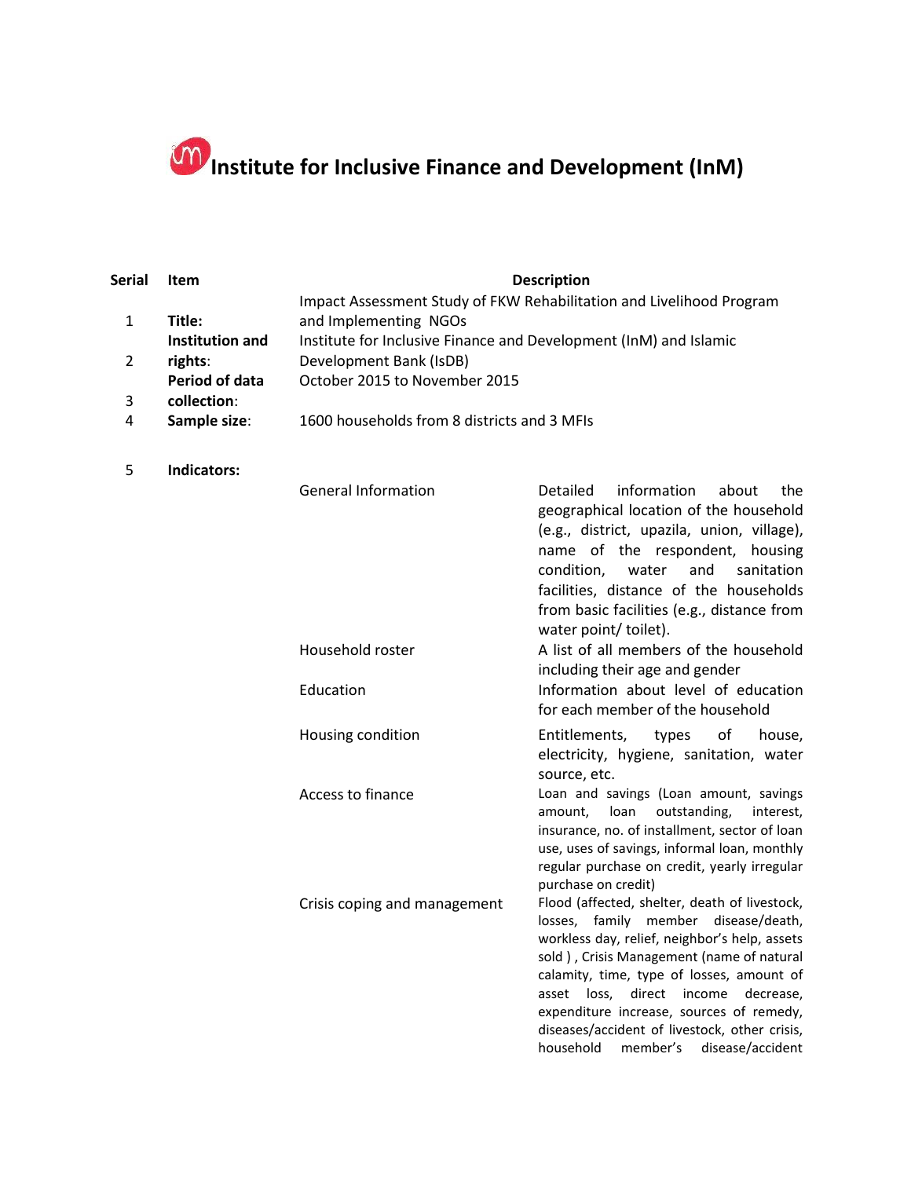# Institute for Inclusive Finance and Development (InM)

| Serial | Item | Description | |
|---|---|---|---|
| 1 | **Title:** | Impact Assessment Study of FKW Rehabilitation and Livelihood Program and Implementing NGOs | |
| 2 | **Institution and rights**: | Institute for Inclusive Finance and Development (InM) and Islamic Development Bank (IsDB) | |
| 3 | **Period of data collection**: | October 2015 to November 2015 | |
| 4 | **Sample size**: | 1600 households from 8 districts and 3 MFIs | |
| 5 | **Indicators:** | | |
| | | General Information | Detailed information about the geographical location of the household (e.g., district, upazila, union, village), name of the respondent, housing condition, water and sanitation facilities, distance of the households from basic facilities (e.g., distance from water point/ toilet). |
| | | Household roster | A list of all members of the household including their age and gender |
| | | Education | Information about level of education for each member of the household |
| | | Housing condition | Entitlements, types of house, electricity, hygiene, sanitation, water source, etc. |
| | | Access to finance | Loan and savings (Loan amount, savings amount, loan outstanding, interest, insurance, no. of installment, sector of loan use, uses of savings, informal loan, monthly regular purchase on credit, yearly irregular purchase on credit) |
| | | Crisis coping and management | Flood (affected, shelter, death of livestock, losses, family member disease/death, workless day, relief, neighbor's help, assets sold ) , Crisis Management (name of natural calamity, time, type of losses, amount of asset loss, direct income decrease, expenditure increase, sources of remedy, diseases/accident of livestock, other crisis, household member's disease/accident |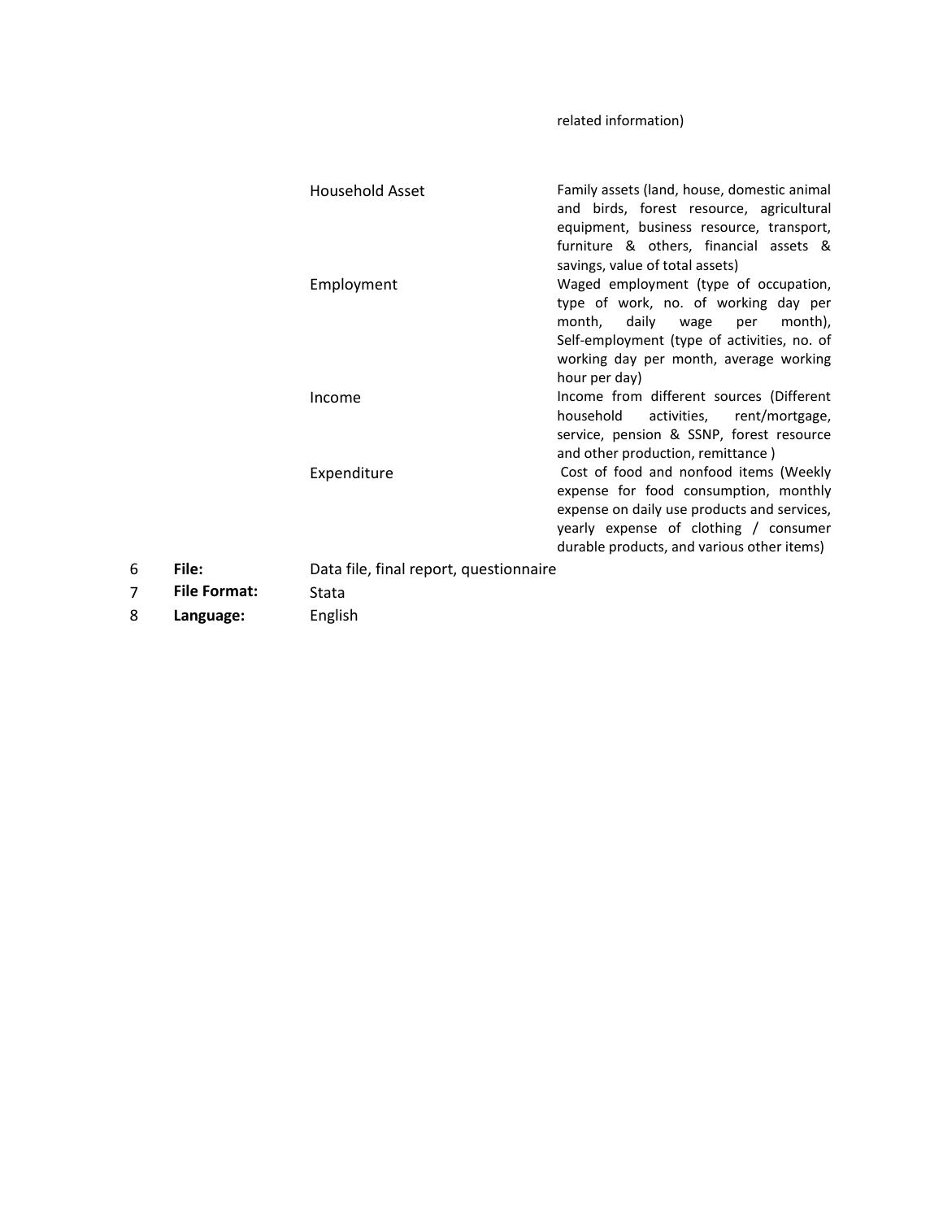| | | | |
|---|---|---|---|
| | | | related information) |
| | | Household Asset | Family assets (land, house, domestic animal and birds, forest resource, agricultural equipment, business resource, transport, furniture & others, financial assets & savings, value of total assets) |
| | | Employment | Waged employment (type of occupation, type of work, no. of working day per month, daily wage per month), Self-employment (type of activities, no. of working day per month, average working hour per day) |
| | | Income | Income from different sources (Different household activities, rent/mortgage, service, pension & SSNP, forest resource and other production, remittance ) |
| | | Expenditure | Cost of food and nonfood items (Weekly expense for food consumption, monthly expense on daily use products and services, yearly expense of clothing / consumer durable products, and various other items) |
| 6 | **File:** | Data file, final report, questionnaire | |
| 7 | **File Format:** | Stata | |
| 8 | **Language:** | English | |